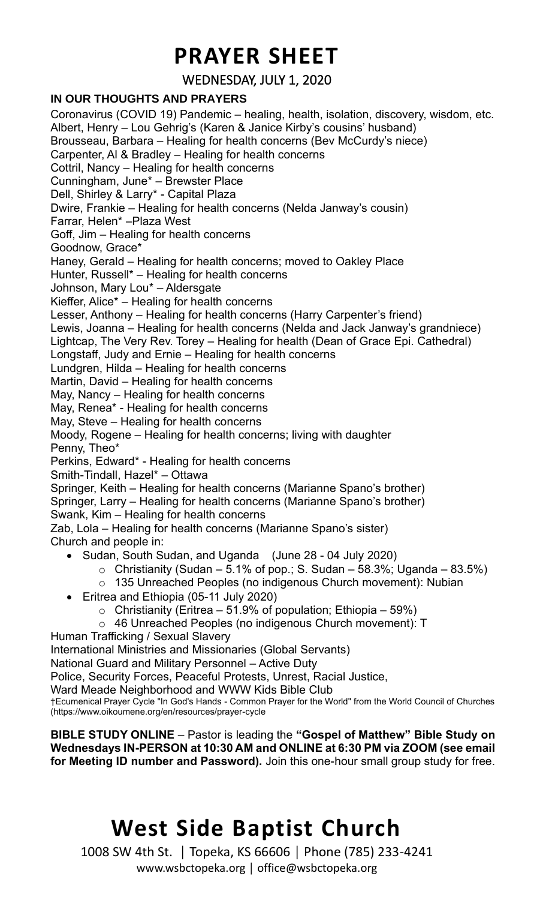# PRAYER SHEET

WEDNESDAY, JULY 1, 2020

**IN OUR THOUGHTS AND PRAYERS**

Coronavirus (COVID 19) Pandemic – healing, health, isolation, discovery, wisdom, etc.
Albert, Henry – Lou Gehrig's (Karen & Janice Kirby's cousins' husband)
Brousseau, Barbara – Healing for health concerns (Bev McCurdy's niece)
Carpenter, Al & Bradley – Healing for health concerns
Cottril, Nancy – Healing for health concerns
Cunningham, June* – Brewster Place
Dell, Shirley & Larry* - Capital Plaza
Dwire, Frankie – Healing for health concerns (Nelda Janway's cousin)
Farrar, Helen* –Plaza West
Goff, Jim – Healing for health concerns
Goodnow, Grace*
Haney, Gerald – Healing for health concerns; moved to Oakley Place
Hunter, Russell* – Healing for health concerns
Johnson, Mary Lou* – Aldersgate
Kieffer, Alice* – Healing for health concerns
Lesser, Anthony – Healing for health concerns (Harry Carpenter's friend)
Lewis, Joanna – Healing for health concerns (Nelda and Jack Janway's grandniece)
Lightcap, The Very Rev. Torey – Healing for health (Dean of Grace Epi. Cathedral)
Longstaff, Judy and Ernie – Healing for health concerns
Lundgren, Hilda – Healing for health concerns
Martin, David – Healing for health concerns
May, Nancy – Healing for health concerns
May, Renea* - Healing for health concerns
May, Steve – Healing for health concerns
Moody, Rogene – Healing for health concerns; living with daughter
Penny, Theo*
Perkins, Edward* - Healing for health concerns
Smith-Tindall, Hazel* – Ottawa
Springer, Keith – Healing for health concerns (Marianne Spano's brother)
Springer, Larry – Healing for health concerns (Marianne Spano's brother)
Swank, Kim – Healing for health concerns
Zab, Lola – Healing for health concerns (Marianne Spano's sister)
Church and people in:

- Sudan, South Sudan, and Uganda (June 28 - 04 July 2020)
  - Christianity (Sudan – 5.1% of pop.; S. Sudan – 58.3%; Uganda – 83.5%)
  - 135 Unreached Peoples (no indigenous Church movement): Nubian
- Eritrea and Ethiopia (05-11 July 2020)
  - Christianity (Eritrea – 51.9% of population; Ethiopia – 59%)
  - 46 Unreached Peoples (no indigenous Church movement): T

Human Trafficking / Sexual Slavery
International Ministries and Missionaries (Global Servants)
National Guard and Military Personnel – Active Duty
Police, Security Forces, Peaceful Protests, Unrest, Racial Justice,
Ward Meade Neighborhood and WWW Kids Bible Club

†Ecumenical Prayer Cycle "In God's Hands - Common Prayer for the World" from the World Council of Churches (https://www.oikoumene.org/en/resources/prayer-cycle

**BIBLE STUDY ONLINE** – Pastor is leading the **"Gospel of Matthew" Bible Study on Wednesdays IN-PERSON at 10:30 AM and ONLINE at 6:30 PM via ZOOM (see email for Meeting ID number and Password).** Join this one-hour small group study for free.

# West Side Baptist Church

1008 SW 4th St. | Topeka, KS 66606 | Phone (785) 233-4241
www.wsbctopeka.org | office@wsbctopeka.org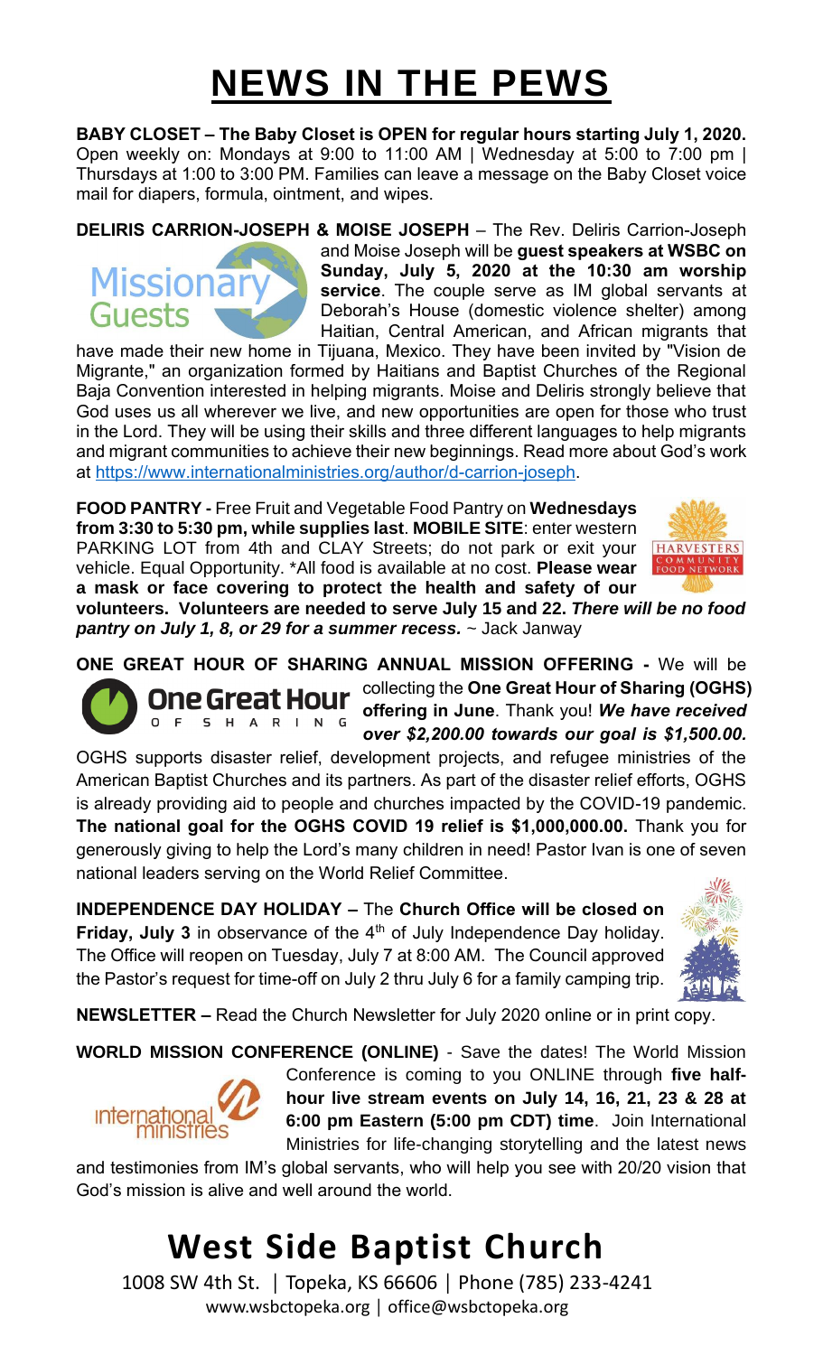# NEWS IN THE PEWS

**BABY CLOSET – The Baby Closet is OPEN for regular hours starting July 1, 2020.** Open weekly on: Mondays at 9:00 to 11:00 AM | Wednesday at 5:00 to 7:00 pm | Thursdays at 1:00 to 3:00 PM. Families can leave a message on the Baby Closet voice mail for diapers, formula, ointment, and wipes.

**DELIRIS CARRION-JOSEPH & MOISE JOSEPH** – The Rev. Deliris Carrion-Joseph and Moise Joseph will be **guest speakers at WSBC on Sunday, July 5, 2020 at the 10:30 am worship service**. The couple serve as IM global servants at Deborah's House (domestic violence shelter) among Haitian, Central American, and African migrants that have made their new home in Tijuana, Mexico. They have been invited by "Vision de Migrante," an organization formed by Haitians and Baptist Churches of the Regional Baja Convention interested in helping migrants. Moise and Deliris strongly believe that God uses us all wherever we live, and new opportunities are open for those who trust in the Lord. They will be using their skills and three different languages to help migrants and migrant communities to achieve their new beginnings. Read more about God's work at https://www.internationalministries.org/author/d-carrion-joseph.

**FOOD PANTRY -** Free Fruit and Vegetable Food Pantry on **Wednesdays from 3:30 to 5:30 pm, while supplies last**. **MOBILE SITE**: enter western PARKING LOT from 4th and CLAY Streets; do not park or exit your vehicle. Equal Opportunity. *All food is available at no cost. **Please wear a mask or face covering to protect the health and safety of our volunteers. Volunteers are needed to serve July 15 and 22.** ***There will be no food pantry on July 1, 8, or 29 for a summer recess.*** ~ Jack Janway

**ONE GREAT HOUR OF SHARING ANNUAL MISSION OFFERING -** We will be collecting the **One Great Hour of Sharing (OGHS) offering in June**. Thank you! ***We have received over $2,200.00 towards our goal is $1,500.00.*** OGHS supports disaster relief, development projects, and refugee ministries of the American Baptist Churches and its partners. As part of the disaster relief efforts, OGHS is already providing aid to people and churches impacted by the COVID-19 pandemic. **The national goal for the OGHS COVID 19 relief is $1,000,000.00.** Thank you for generously giving to help the Lord's many children in need! Pastor Ivan is one of seven national leaders serving on the World Relief Committee.

**INDEPENDENCE DAY HOLIDAY –** The **Church Office will be closed on Friday, July 3** in observance of the 4th of July Independence Day holiday. The Office will reopen on Tuesday, July 7 at 8:00 AM. The Council approved the Pastor's request for time-off on July 2 thru July 6 for a family camping trip.

**NEWSLETTER –** Read the Church Newsletter for July 2020 online or in print copy.

**WORLD MISSION CONFERENCE (ONLINE)** - Save the dates! The World Mission Conference is coming to you ONLINE through **five half-hour live stream events on July 14, 16, 21, 23 & 28 at 6:00 pm Eastern (5:00 pm CDT) time**. Join International Ministries for life-changing storytelling and the latest news and testimonies from IM's global servants, who will help you see with 20/20 vision that God's mission is alive and well around the world.

## West Side Baptist Church

1008 SW 4th St. | Topeka, KS 66606 | Phone (785) 233-4241
www.wsbctopeka.org | office@wsbctopeka.org